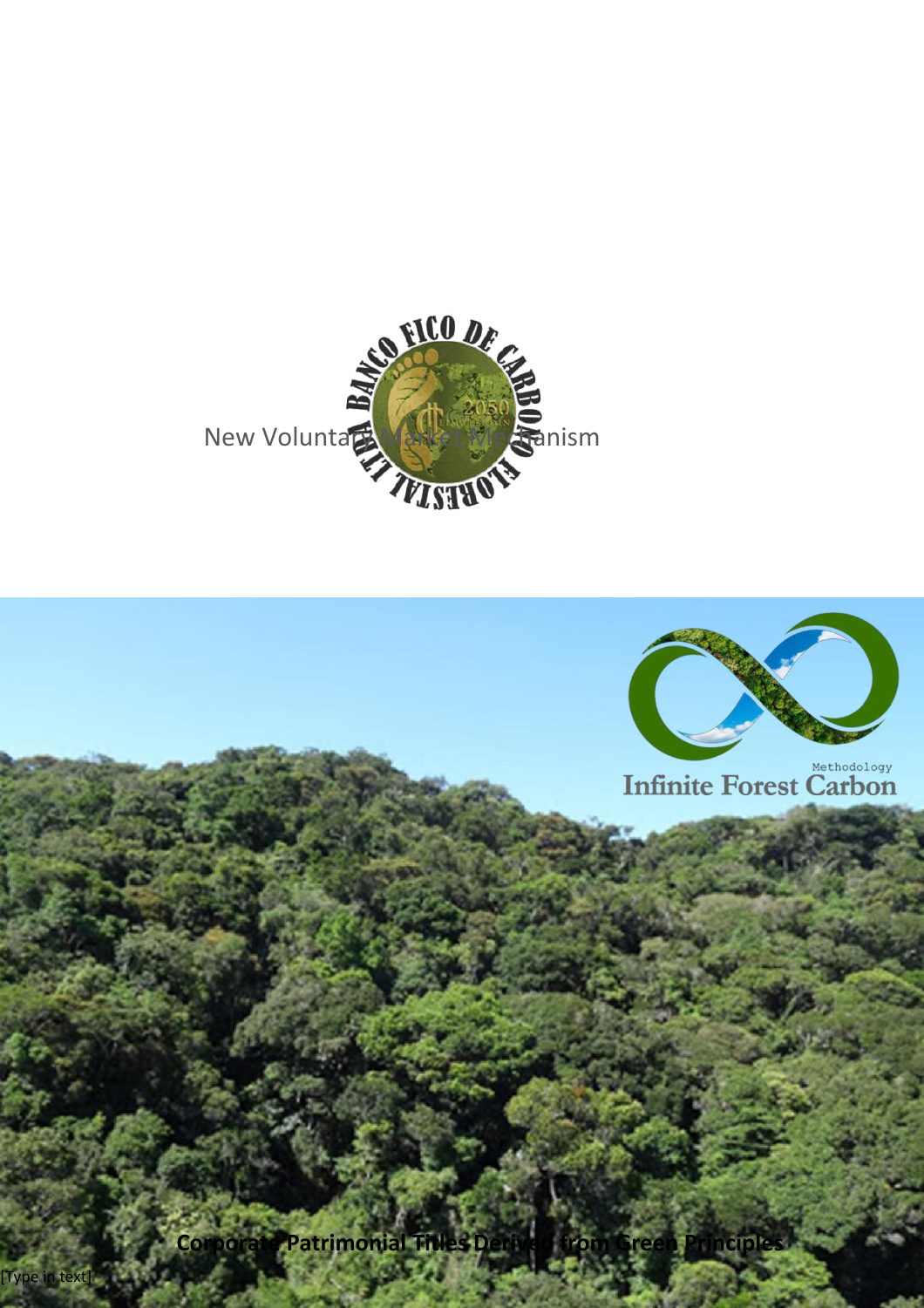BANCO FICO DE CARBONO FLORESTAL LTDA

New Voluntary Market Mechanism

Methodology

Infinite Forest Carbon

**Corporate Patrimonial Titles Derived from Green Principles**

[Type in text]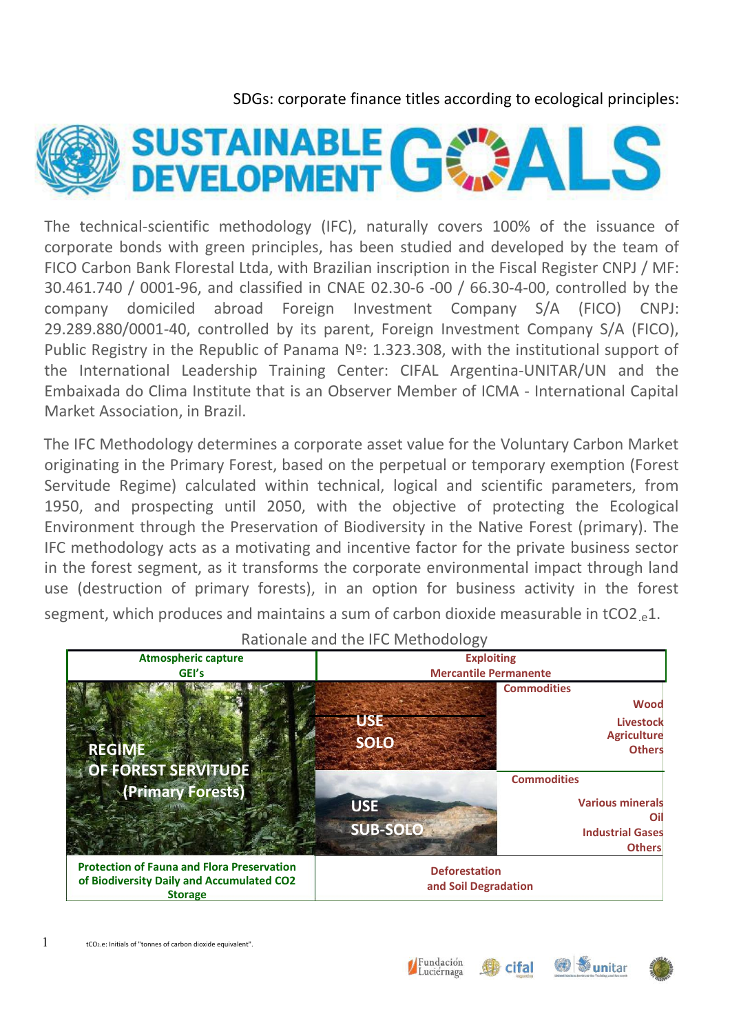SDGs: corporate finance titles according to ecological principles:

# SUSTAINABLE DEVELOPMENT GOALS

The technical-scientific methodology (IFC), naturally covers 100% of the issuance of corporate bonds with green principles, has been studied and developed by the team of FICO Carbon Bank Florestal Ltda, with Brazilian inscription in the Fiscal Register CNPJ / MF: 30.461.740 / 0001-96, and classified in CNAE 02.30-6 -00 / 66.30-4-00, controlled by the company domiciled abroad Foreign Investment Company S/A (FICO) CNPJ: 29.289.880/0001-40, controlled by its parent, Foreign Investment Company S/A (FICO), Public Registry in the Republic of Panama Nº: 1.323.308, with the institutional support of the International Leadership Training Center: CIFAL Argentina-UNITAR/UN and the Embaixada do Clima Institute that is an Observer Member of ICMA - International Capital Market Association, in Brazil.

The IFC Methodology determines a corporate asset value for the Voluntary Carbon Market originating in the Primary Forest, based on the perpetual or temporary exemption (Forest Servitude Regime) calculated within technical, logical and scientific parameters, from 1950, and prospecting until 2050, with the objective of protecting the Ecological Environment through the Preservation of Biodiversity in the Native Forest (primary). The IFC methodology acts as a motivating and incentive factor for the private business sector in the forest segment, as it transforms the corporate environmental impact through land use (destruction of primary forests), in an option for business activity in the forest segment, which produces and maintains a sum of carbon dioxide measurable in $tCO_{2.e}$[1].

Rationale and the IFC Methodology

| Atmospheric capture GEI's | Exploiting Mercantile Permanente | |
|---|---|---|
| REGIME OF FOREST SERVITUDE (Primary Forests) | USE SOLO | Commodities: Wood, Livestock, Agriculture, Others |
| | USE SUB-SOLO | Commodities: Various minerals, Oil, Industrial Gases, Others |
| Protection of Fauna and Flora Preservation of Biodiversity Daily and Accumulated CO2 Storage | Deforestation and Soil Degradation | |

[1] $tCO_{2.e}$: Initials of "tonnes of carbon dioxide equivalent".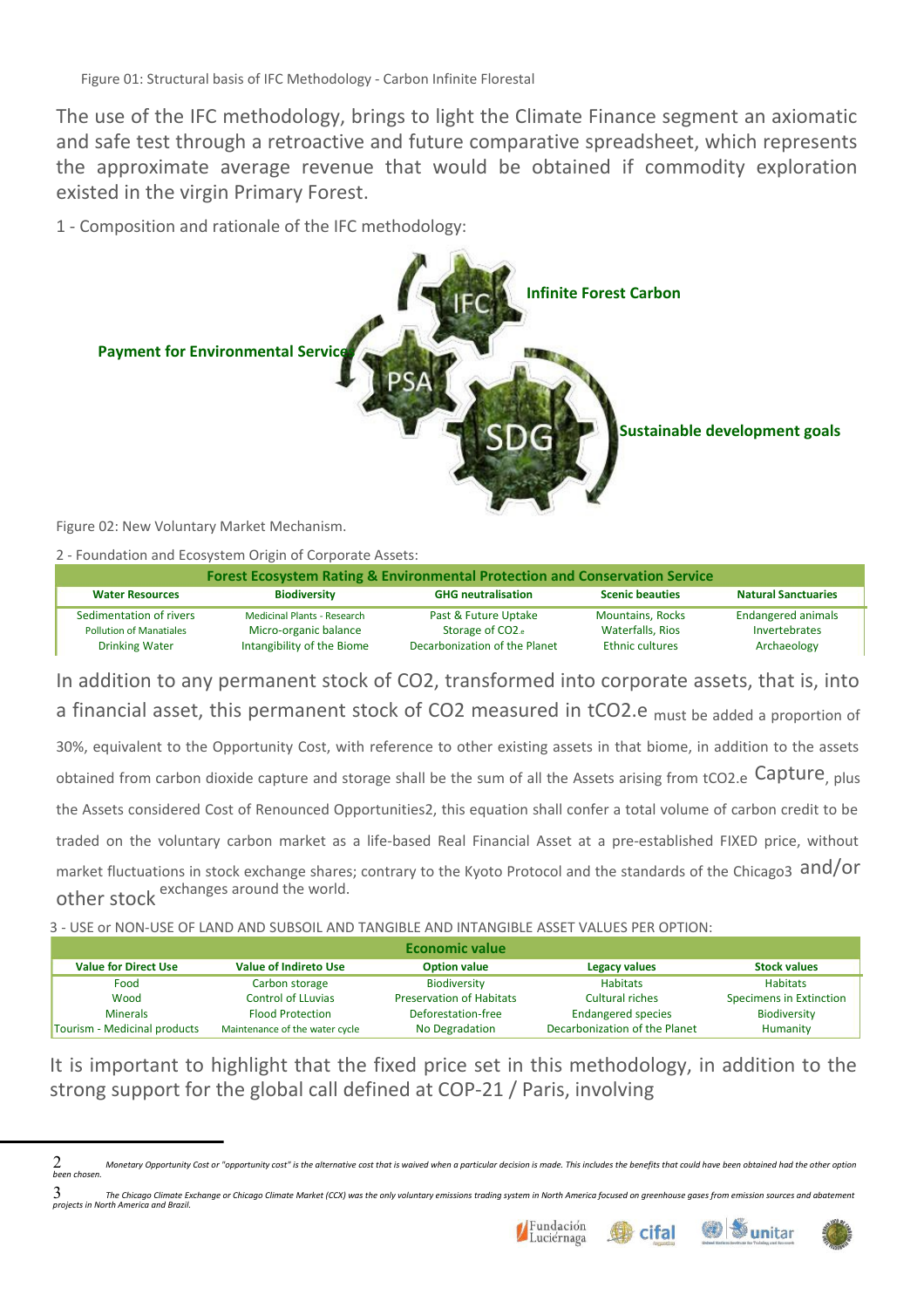Figure 01: Structural basis of IFC Methodology - Carbon Infinite Florestal

The use of the IFC methodology, brings to light the Climate Finance segment an axiomatic and safe test through a retroactive and future comparative spreadsheet, which represents the approximate average revenue that would be obtained if commodity exploration existed in the virgin Primary Forest.

1 - Composition and rationale of the IFC methodology:

IFC — Infinite Forest Carbon

PSA — Payment for Environmental Service

SDG — Sustainable development goals

Figure 02: New Voluntary Market Mechanism.

2 - Foundation and Ecosystem Origin of Corporate Assets:

| Forest Ecosystem Rating & Environmental Protection and Conservation Service | | | | |
|---|---|---|---|---|
| **Water Resources** | **Biodiversity** | **GHG neutralisation** | **Scenic beauties** | **Natural Sanctuaries** |
| Sedimentation of rivers | Medicinal Plants - Research | Past & Future Uptake | Mountains, Rocks | Endangered animals |
| Pollution of Manatiales | Micro-organic balance | Storage of $CO_{2e}$ | Waterfalls, Rios | Invertebrates |
| Drinking Water | Intangibility of the Biome | Decarbonization of the Planet | Ethnic cultures | Archaeology |

In addition to any permanent stock of CO2, transformed into corporate assets, that is, into a financial asset, this permanent stock of CO2 measured in tCO2.e must be added a proportion of 30%, equivalent to the Opportunity Cost, with reference to other existing assets in that biome, in addition to the assets obtained from carbon dioxide capture and storage shall be the sum of all the Assets arising from tCO2.e Capture, plus the Assets considered Cost of Renounced Opportunities[2], this equation shall confer a total volume of carbon credit to be traded on the voluntary carbon market as a life-based Real Financial Asset at a pre-established FIXED price, without market fluctuations in stock exchange shares; contrary to the Kyoto Protocol and the standards of the Chicago[3] and/or other stock exchanges around the world.

3 - USE or NON-USE OF LAND AND SUBSOIL AND TANGIBLE AND INTANGIBLE ASSET VALUES PER OPTION:

| Economic value | | | | |
|---|---|---|---|---|
| **Value for Direct Use** | **Value of Indireto Use** | **Option value** | **Legacy values** | **Stock values** |
| Food | Carbon storage | Biodiversity | Habitats | Habitats |
| Wood | Control of LLuvias | Preservation of Habitats | Cultural riches | Specimens in Extinction |
| Minerals | Flood Protection | Deforestation-free | Endangered species | Biodiversity |
| Tourism - Medicinal products | Maintenance of the water cycle | No Degradation | Decarbonization of the Planet | Humanity |

It is important to highlight that the fixed price set in this methodology, in addition to the strong support for the global call defined at COP-21 / Paris, involving

---

[2] *Monetary Opportunity Cost or "opportunity cost" is the alternative cost that is waived when a particular decision is made. This includes the benefits that could have been obtained had the other option been chosen.*

[3] *The Chicago Climate Exchange or Chicago Climate Market (CCX) was the only voluntary emissions trading system in North America focused on greenhouse gases from emission sources and abatement projects in North America and Brazil.*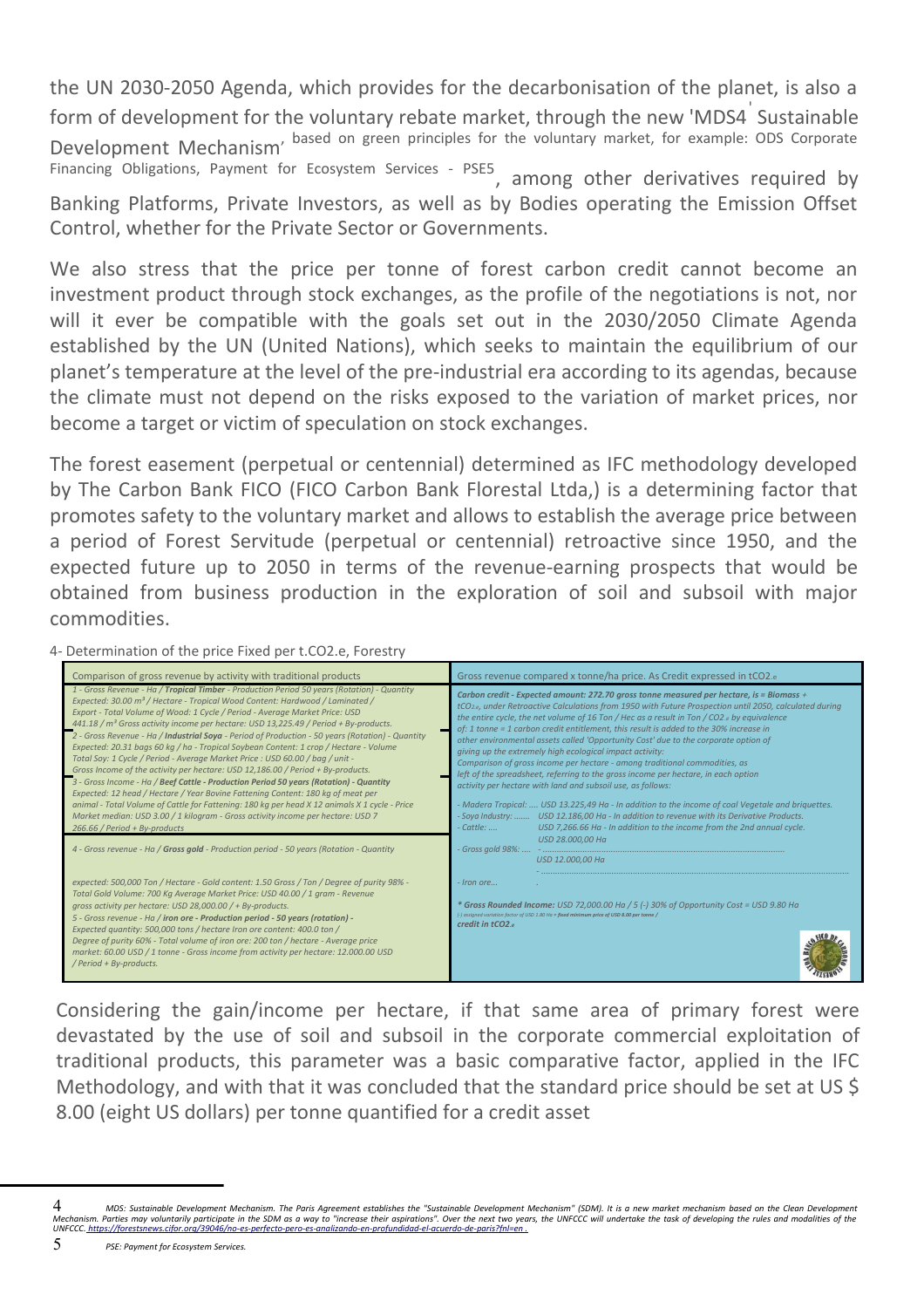the UN 2030-2050 Agenda, which provides for the decarbonisation of the planet, is also a form of development for the voluntary rebate market, through the new 'MDS4 Sustainable Development Mechanism' based on green principles for the voluntary market, for example: ODS Corporate Financing Obligations, Payment for Ecosystem Services - PSE5, among other derivatives required by Banking Platforms, Private Investors, as well as by Bodies operating the Emission Offset Control, whether for the Private Sector or Governments.

We also stress that the price per tonne of forest carbon credit cannot become an investment product through stock exchanges, as the profile of the negotiations is not, nor will it ever be compatible with the goals set out in the 2030/2050 Climate Agenda established by the UN (United Nations), which seeks to maintain the equilibrium of our planet's temperature at the level of the pre-industrial era according to its agendas, because the climate must not depend on the risks exposed to the variation of market prices, nor become a target or victim of speculation on stock exchanges.

The forest easement (perpetual or centennial) determined as IFC methodology developed by The Carbon Bank FICO (FICO Carbon Bank Florestal Ltda,) is a determining factor that promotes safety to the voluntary market and allows to establish the average price between a period of Forest Servitude (perpetual or centennial) retroactive since 1950, and the expected future up to 2050 in terms of the revenue-earning prospects that would be obtained from business production in the exploration of soil and subsoil with major commodities.

4- Determination of the price Fixed per t.CO2.e, Forestry

| Comparison of gross revenue by activity with traditional products | Gross revenue compared x tonne/ha price. As Credit expressed in tCO2.e |
|---|---|
| *1 - Gross Revenue - Ha / **Tropical Timber** - Production Period 50 years (Rotation) - Quantity Expected: 30.00 m³ / Hectare - Tropical Wood Content: Hardwood / Laminated / Export - Total Volume of Wood: 1 Cycle / Period - Average Market Price: USD 441.18 / m³ Gross activity income per hectare: USD 13,225.49 / Period + By-products.* *2 - Gross Revenue - Ha / **Industrial Soya** - Period of Production - 50 years (Rotation) - Quantity Expected: 20.31 bags 60 kg / ha - Tropical Soybean Content: 1 crop / Hectare - Volume Total Soy: 1 Cycle / Period - Average Market Price : USD 60.00 / bag / unit - Gross Income of the activity per hectare: USD 12,186.00 / Period + By-products.* *3 - Gross Income - Ha / **Beef Cattle - Production Period 50 years (Rotation) - Quantity** Expected: 12 head / Hectare / Year Bovine Fattening Content: 180 kg of meat per animal - Total Volume of Cattle for Fattening: 180 kg per head X 12 animals X 1 cycle - Price Market median: USD 3.00 / 1 kilogram - Gross activity income per hectare: USD 7 266.66 / Period + By-products* | ***Carbon credit - Expected amount: 272.70 gross tonne measured per hectare, is = Biomass +** tCO2.e, under Retroactive Calculations from 1950 with Future Prospection until 2050, calculated during the entire cycle, the net volume of 16 Ton / Hec as a result in Ton / CO2.e by equivalence of: 1 tonne = 1 carbon credit entitlement, this result is added to the 30% increase in other environmental assets called 'Opportunity Cost' due to the corporate option of giving up the extremely high ecological impact activity: Comparison of gross income per hectare - among traditional commodities, as left of the spreadsheet, referring to the gross income per hectare, in each option activity per hectare with land and subsoil use, as follows:* *- Madera Tropical: .... USD 13.225,49 Ha - In addition to the income of coal Vegetale and briquettes.* *- Soya Industry: ....... USD 12.186,00 Ha - In addition to revenue with its Derivative Products.* *- Cattle: .... USD 7,266.66 Ha - In addition to the income from the 2nd annual cycle.* |
| *4 - Gross revenue - Ha / **Gross gold** - Production period - 50 years (Rotation - Quantity expected: 500,000 Ton / Hectare - Gold content: 1.50 Gross / Ton / Degree of purity 98% - Total Gold Volume: 700 Kg Average Market Price: USD 40.00 / 1 gram - Revenue gross activity per hectare: USD 28,000.00 / + By-products.* *5 - Gross revenue - Ha / **iron ore - Production period - 50 years (rotation) -** Expected quantity: 500,000 tons / hectare Iron ore content: 400.0 ton / Degree of purity 60% - Total volume of iron ore: 200 ton / hectare - Average price market: 60.00 USD / 1 tonne - Gross income from activity per hectare: 12.000.00 USD / Period + By-products.* | *USD 28.000,00 Ha* *- Gross gold 98%: .... - ........ USD 12.000,00 Ha* *- Iron ore...* ***\* Gross Rounded Income:** USD 72,000.00 Ha / 5 (-) 30% of Opportunity Cost = USD 9.80 Ha* *(-) assigned variation factor of USD 1.80 Ha = fixed minimum price of USD 8.00 per tonne /* ***credit in tCO2.e*** |

Considering the gain/income per hectare, if that same area of primary forest were devastated by the use of soil and subsoil in the corporate commercial exploitation of traditional products, this parameter was a basic comparative factor, applied in the IFC Methodology, and with that it was concluded that the standard price should be set at US $ 8.00 (eight US dollars) per tonne quantified for a credit asset

---

4 *MDS: Sustainable Development Mechanism. The Paris Agreement establishes the "Sustainable Development Mechanism" (SDM). It is a new market mechanism based on the Clean Development Mechanism. Parties may voluntarily participate in the SDM as a way to "increase their aspirations". Over the next two years, the UNFCCC will undertake the task of developing the rules and modalities of the UNFCCC. https://forestsnews.cifor.org/39046/no-es-perfecto-pero-es-analizando-en-profundidad-el-acuerdo-de-paris?fnl=en .*

5 *PSE: Payment for Ecosystem Services.*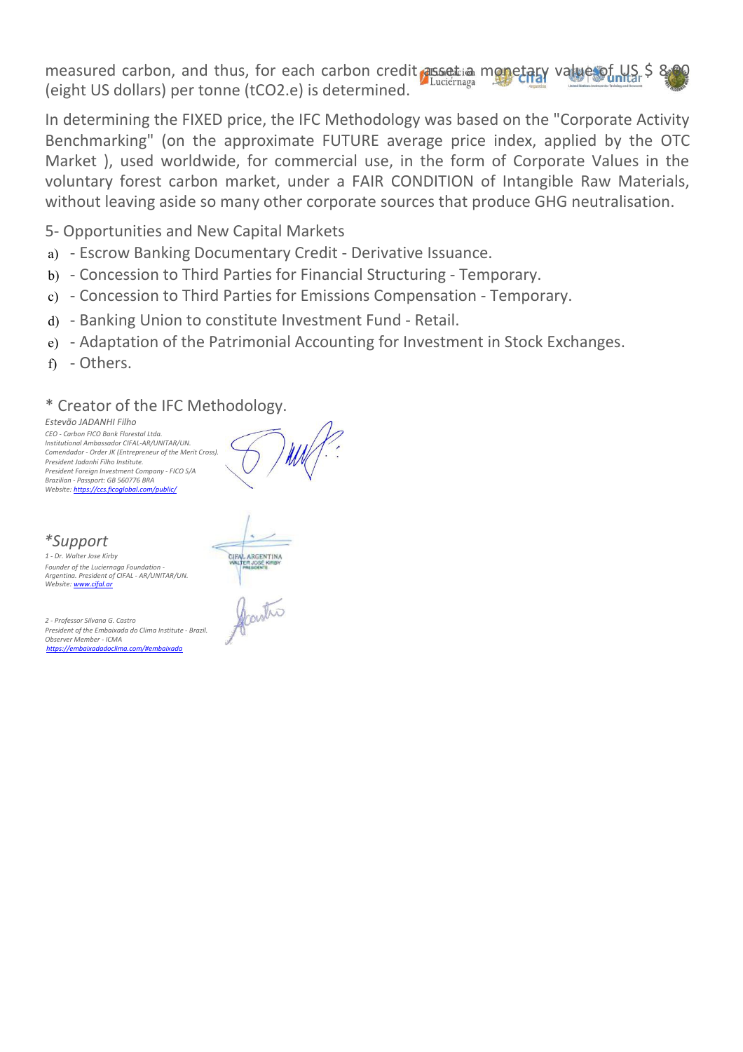measured carbon, and thus, for each carbon credit asset a monetary value of US $ 8.00 (eight US dollars) per tonne (t$CO_2$.e) is determined.

In determining the FIXED price, the IFC Methodology was based on the "Corporate Activity Benchmarking" (on the approximate FUTURE average price index, applied by the OTC Market ), used worldwide, for commercial use, in the form of Corporate Values in the voluntary forest carbon market, under a FAIR CONDITION of Intangible Raw Materials, without leaving aside so many other corporate sources that produce GHG neutralisation.

5- Opportunities and New Capital Markets

a) - Escrow Banking Documentary Credit - Derivative Issuance.
b) - Concession to Third Parties for Financial Structuring - Temporary.
c) - Concession to Third Parties for Emissions Compensation - Temporary.
d) - Banking Union to constitute Investment Fund - Retail.
e) - Adaptation of the Patrimonial Accounting for Investment in Stock Exchanges.
f) - Others.

\* Creator of the IFC Methodology.

*Estevão JADANHI Filho*
*CEO - Carbon FICO Bank Florestal Ltda.*
*Institutional Ambassador CIFAL-AR/UNITAR/UN.*
*Comendador - Order JK (Entrepreneur of the Merit Cross).*
*President Jadanhi Filho Institute.*
*President Foreign Investment Company - FICO S/A*
*Brazilian - Passport: GB 560776 BRA*
*Website: https://ccs.ficoglobal.com/public/*

*\*Support*

*1 - Dr. Walter Jose Kirby*
*Founder of the Luciernaga Foundation - Argentina. President of CIFAL - AR/UNITAR/UN.*
*Website: www.cifal.ar*

CIFAL ARGENTINA
WALTER JOSÉ KIRBY
PRESIDENTE

*2 - Professor Silvana G. Castro*
*President of the Embaixada do Clima Institute - Brazil.*
*Observer Member - ICMA*
*https://embaixadadoclima.com/#embaixada*